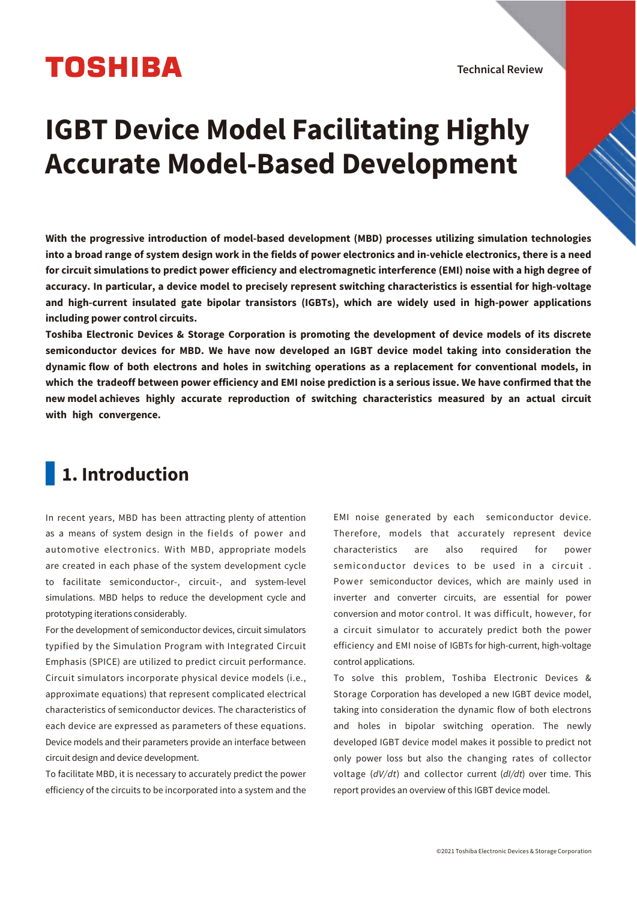# IGBT Device Model Facilitating Highly Accurate Model-Based Development

**With the progressive introduction of model-based development (MBD) processes utilizing simulation technologies into a broad range of system design work in the fields of power electronics and in-vehicle electronics, there is a need for circuit simulations to predict power efficiency and electromagnetic interference (EMI) noise with a high degree of accuracy. In particular, a device model to precisely represent switching characteristics is essential for high-voltage and high-current insulated gate bipolar transistors (IGBTs), which are widely used in high-power applications including power control circuits.**

**Toshiba Electronic Devices & Storage Corporation is promoting the development of device models of its discrete semiconductor devices for MBD. We have now developed an IGBT device model taking into consideration the dynamic flow of both electrons and holes in switching operations as a replacement for conventional models, in which the tradeoff between power efficiency and EMI noise prediction is a serious issue. We have confirmed that the new model achieves highly accurate reproduction of switching characteristics measured by an actual circuit with high convergence.**

## 1. Introduction

In recent years, MBD has been attracting plenty of attention as a means of system design in the fields of power and automotive electronics. With MBD, appropriate models are created in each phase of the system development cycle to facilitate semiconductor-, circuit-, and system-level simulations. MBD helps to reduce the development cycle and prototyping iterations considerably.

For the development of semiconductor devices, circuit simulators typified by the Simulation Program with Integrated Circuit Emphasis (SPICE) are utilized to predict circuit performance. Circuit simulators incorporate physical device models (i.e., approximate equations) that represent complicated electrical characteristics of semiconductor devices. The characteristics of each device are expressed as parameters of these equations. Device models and their parameters provide an interface between circuit design and device development.

To facilitate MBD, it is necessary to accurately predict the power efficiency of the circuits to be incorporated into a system and the EMI noise generated by each semiconductor device. Therefore, models that accurately represent device characteristics are also required for power semiconductor devices to be used in a circuit . Power semiconductor devices, which are mainly used in inverter and converter circuits, are essential for power conversion and motor control. It was difficult, however, for a circuit simulator to accurately predict both the power efficiency and EMI noise of IGBTs for high-current, high-voltage control applications.

To solve this problem, Toshiba Electronic Devices & Storage Corporation has developed a new IGBT device model, taking into consideration the dynamic flow of both electrons and holes in bipolar switching operation. The newly developed IGBT device model makes it possible to predict not only power loss but also the changing rates of collector voltage (*dV/dt*) and collector current (*dI/dt*) over time. This report provides an overview of this IGBT device model.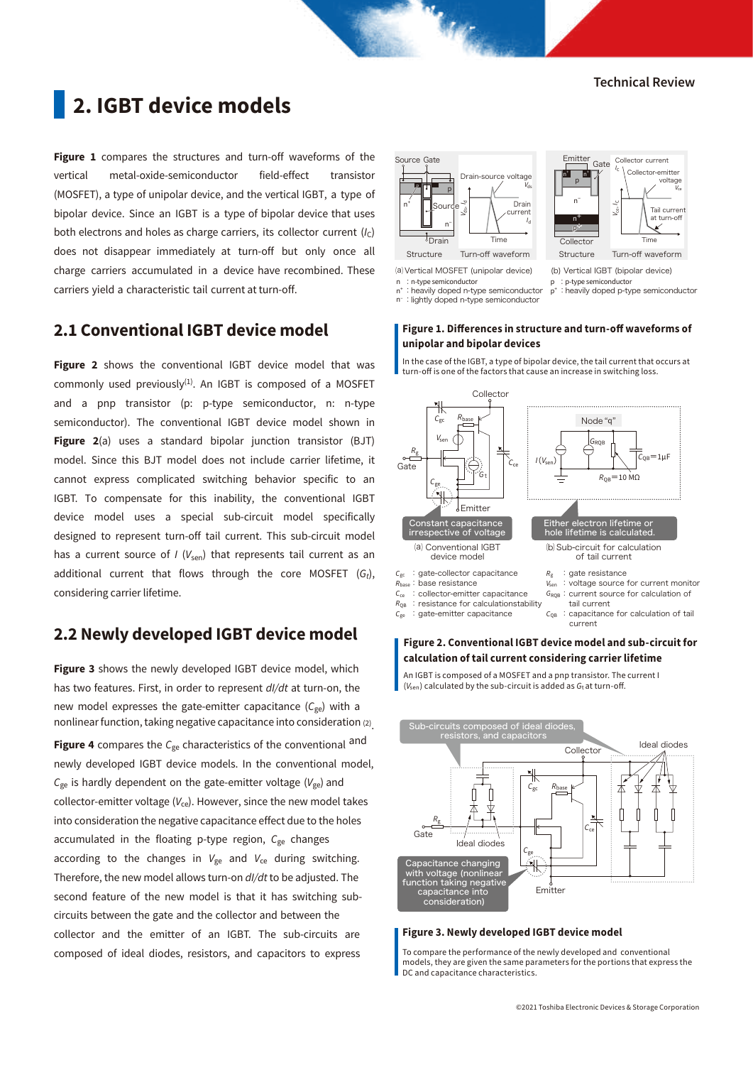## 2. IGBT device models

**Figure 1** compares the structures and turn-off waveforms of the vertical metal-oxide-semiconductor field-effect transistor (MOSFET), a type of unipolar device, and the vertical IGBT, a type of bipolar device. Since an IGBT is a type of bipolar device that uses both electrons and holes as charge carriers, its collector current ($I_C$) does not disappear immediately at turn-off but only once all charge carriers accumulated in a device have recombined. These carriers yield a characteristic tail current at turn-off.

### 2.1 Conventional IGBT device model

**Figure 2** shows the conventional IGBT device model that was commonly used previously[(1)]. An IGBT is composed of a MOSFET and a pnp transistor (p: p-type semiconductor, n: n-type semiconductor). The conventional IGBT device model shown in **Figure 2**(a) uses a standard bipolar junction transistor (BJT) model. Since this BJT model does not include carrier lifetime, it cannot express complicated switching behavior specific to an IGBT. To compensate for this inability, the conventional IGBT device model uses a special sub-circuit model specifically designed to represent turn-off tail current. This sub-circuit model has a current source of $I$ ($V_{sen}$) that represents tail current as an additional current that flows through the core MOSFET ($G_t$), considering carrier lifetime.

### 2.2 Newly developed IGBT device model

**Figure 3** shows the newly developed IGBT device model, which has two features. First, in order to represent *dI/dt* at turn-on, the new model expresses the gate-emitter capacitance ($C_{ge}$) with a nonlinear function, taking negative capacitance into consideration [(2)].

**Figure 4** compares the $C_{ge}$ characteristics of the conventional and newly developed IGBT device models. In the conventional model, $C_{ge}$ is hardly dependent on the gate-emitter voltage ($V_{ge}$) and collector-emitter voltage ($V_{ce}$). However, since the new model takes into consideration the negative capacitance effect due to the holes accumulated in the floating p-type region, $C_{ge}$ changes according to the changes in $V_{ge}$ and $V_{ce}$ during switching. Therefore, the new model allows turn-on *dI/dt* to be adjusted. The second feature of the new model is that it has switching sub-circuits between the gate and the collector and between the collector and the emitter of an IGBT. The sub-circuits are composed of ideal diodes, resistors, and capacitors to express

(a) Vertical MOSFET (unipolar device)

(b) Vertical IGBT (bipolar device)

n : n-type semiconductor
$n^+$ : heavily doped n-type semiconductor
$n^-$ : lightly doped n-type semiconductor
p : p-type semiconductor
$p^+$ : heavily doped p-type semiconductor

**Figure 1. Differences in structure and turn-off waveforms of unipolar and bipolar devices**

In the case of the IGBT, a type of bipolar device, the tail current that occurs at turn-off is one of the factors that cause an increase in switching loss.

(a) Conventional IGBT device model

(b) Sub-circuit for calculation of tail current

$C_{gc}$ : gate-collector capacitance
$R_{base}$ : base resistance
$C_{ce}$ : collector-emitter capacitance
$R_{QB}$ : resistance for calculation stability
$C_{ge}$ : gate-emitter capacitance
$R_g$ : gate resistance
$V_{sen}$ : voltage source for current monitor
$G_{RQB}$ : current source for calculation of tail current
$C_{QB}$ : capacitance for calculation of tail current

**Figure 2. Conventional IGBT device model and sub-circuit for calculation of tail current considering carrier lifetime**

An IGBT is composed of a MOSFET and a pnp transistor. The current I ($V_{sen}$) calculated by the sub-circuit is added as $G_t$ at turn-off.

**Figure 3. Newly developed IGBT device model**

To compare the performance of the newly developed and conventional models, they are given the same parameters for the portions that express the DC and capacitance characteristics.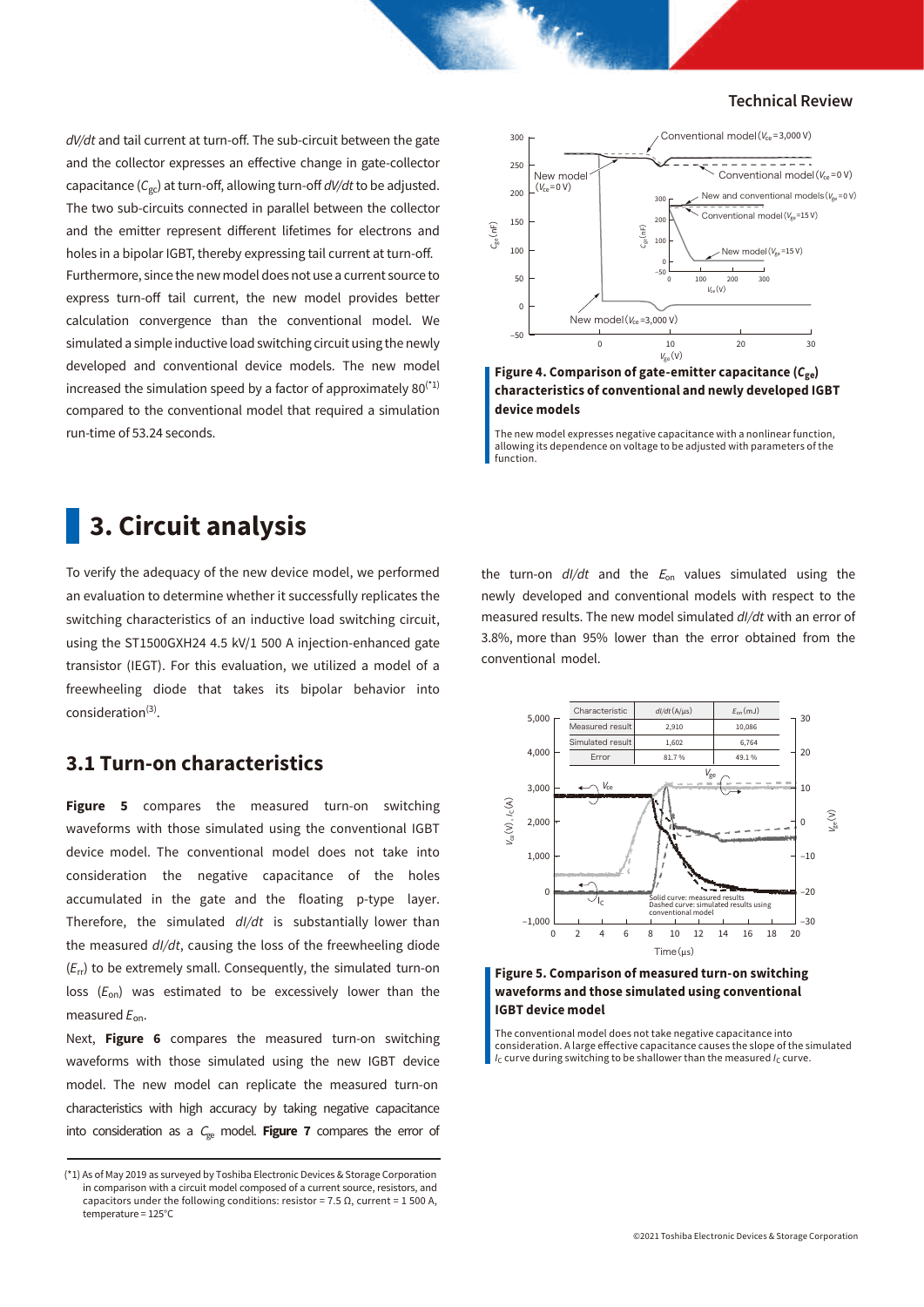*dV/dt* and tail current at turn-off. The sub-circuit between the gate and the collector expresses an effective change in gate-collector capacitance ($C_{gc}$) at turn-off, allowing turn-off *dV/dt* to be adjusted. The two sub-circuits connected in parallel between the collector and the emitter represent different lifetimes for electrons and holes in a bipolar IGBT, thereby expressing tail current at turn-off. Furthermore, since the new model does not use a current source to express turn-off tail current, the new model provides better calculation convergence than the conventional model. We simulated a simple inductive load switching circuit using the newly developed and conventional device models. The new model increased the simulation speed by a factor of approximately 80[*1] compared to the conventional model that required a simulation run-time of 53.24 seconds.

**Figure 4. Comparison of gate-emitter capacitance ($C_{ge}$) characteristics of conventional and newly developed IGBT device models**

The new model expresses negative capacitance with a nonlinear function, allowing its dependence on voltage to be adjusted with parameters of the function.

## 3. Circuit analysis

To verify the adequacy of the new device model, we performed an evaluation to determine whether it successfully replicates the switching characteristics of an inductive load switching circuit, using the ST1500GXH24 4.5 kV/1 500 A injection-enhanced gate transistor (IEGT). For this evaluation, we utilized a model of a freewheeling diode that takes its bipolar behavior into consideration[3].

### 3.1 Turn-on characteristics

**Figure 5** compares the measured turn-on switching waveforms with those simulated using the conventional IGBT device model. The conventional model does not take into consideration the negative capacitance of the holes accumulated in the gate and the floating p-type layer. Therefore, the simulated *dI/dt* is substantially lower than the measured *dI/dt*, causing the loss of the freewheeling diode ($E_{rr}$) to be extremely small. Consequently, the simulated turn-on loss ($E_{on}$) was estimated to be excessively lower than the measured $E_{on}$.

Next, **Figure 6** compares the measured turn-on switching waveforms with those simulated using the new IGBT device model. The new model can replicate the measured turn-on characteristics with high accuracy by taking negative capacitance into consideration as a $C_{ge}$ model. **Figure 7** compares the error of the turn-on *dI/dt* and the $E_{on}$ values simulated using the newly developed and conventional models with respect to the measured results. The new model simulated *dI/dt* with an error of 3.8%, more than 95% lower than the error obtained from the conventional model.

| Characteristic | *dI/dt* (A/μs) | $E_{on}$ (mJ) |
|---|---|---|
| Measured result | 2,910 | 10,086 |
| Simulated result | 1,602 | 6,764 |
| Error | 81.7 % | 49.1 % |

**Figure 5. Comparison of measured turn-on switching waveforms and those simulated using conventional IGBT device model**

The conventional model does not take negative capacitance into consideration. A large effective capacitance causes the slope of the simulated $I_C$ curve during switching to be shallower than the measured $I_C$ curve.

(*1) As of May 2019 as surveyed by Toshiba Electronic Devices & Storage Corporation in comparison with a circuit model composed of a current source, resistors, and capacitors under the following conditions: resistor = 7.5 Ω, current = 1 500 A, temperature = 125°C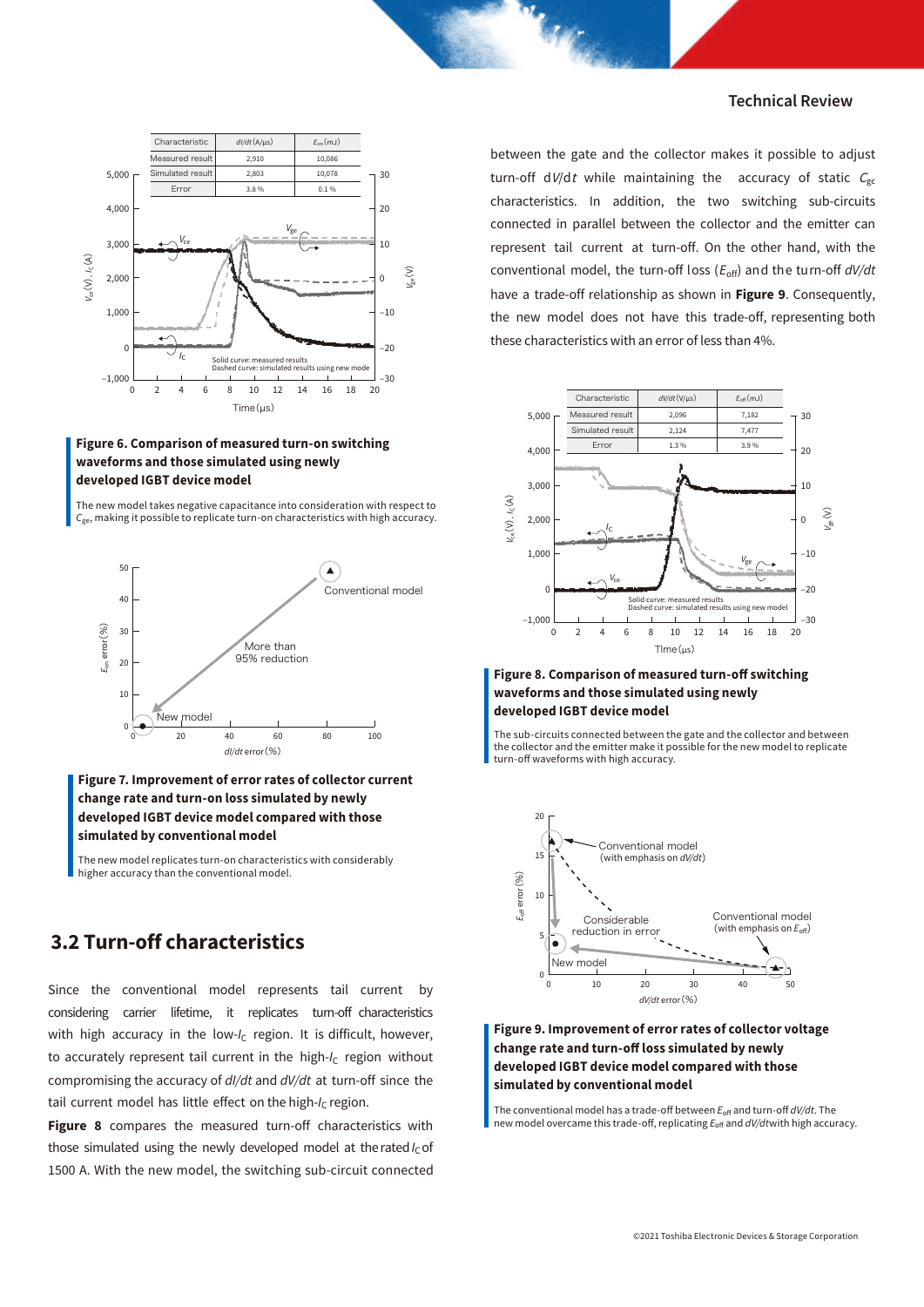| Characteristic | $dI/dt$ (A/µs) | $E_{on}$ (mJ) |
| --- | --- | --- |
| Measured result | 2,910 | 10,086 |
| Simulated result | 2,803 | 10,078 |
| Error | 3.8 % | 0.1 % |

**Figure 6. Comparison of measured turn-on switching waveforms and those simulated using newly developed IGBT device model**

The new model takes negative capacitance into consideration with respect to $C_{ge}$, making it possible to replicate turn-on characteristics with high accuracy.

**Figure 7. Improvement of error rates of collector current change rate and turn-on loss simulated by newly developed IGBT device model compared with those simulated by conventional model**

The new model replicates turn-on characteristics with considerably higher accuracy than the conventional model.

## 3.2 Turn-off characteristics

Since the conventional model represents tail current by considering carrier lifetime, it replicates turn-off characteristics with high accuracy in the low-$I_C$ region. It is difficult, however, to accurately represent tail current in the high-$I_C$ region without compromising the accuracy of $dI/dt$ and $dV/dt$ at turn-off since the tail current model has little effect on the high-$I_C$ region.

**Figure 8** compares the measured turn-off characteristics with those simulated using the newly developed model at the rated $I_C$ of 1500 A. With the new model, the switching sub-circuit connected between the gate and the collector makes it possible to adjust turn-off $dV/dt$ while maintaining the accuracy of static $C_{gc}$ characteristics. In addition, the two switching sub-circuits connected in parallel between the collector and the emitter can represent tail current at turn-off. On the other hand, with the conventional model, the turn-off loss ($E_{off}$) and the turn-off $dV/dt$ have a trade-off relationship as shown in **Figure 9**. Consequently, the new model does not have this trade-off, representing both these characteristics with an error of less than 4%.

| Characteristic | $dV/dt$ (V/µs) | $E_{off}$ (mJ) |
| --- | --- | --- |
| Measured result | 2,096 | 7,182 |
| Simulated result | 2,124 | 7,477 |
| Error | 1.3 % | 3.9 % |

**Figure 8. Comparison of measured turn-off switching waveforms and those simulated using newly developed IGBT device model**

The sub-circuits connected between the gate and the collector and between the collector and the emitter make it possible for the new model to replicate turn-off waveforms with high accuracy.

**Figure 9. Improvement of error rates of collector voltage change rate and turn-off loss simulated by newly developed IGBT device model compared with those simulated by conventional model**

The conventional model has a trade-off between $E_{off}$ and turn-off $dV/dt$. The new model overcame this trade-off, replicating $E_{off}$ and $dV/dt$ with high accuracy.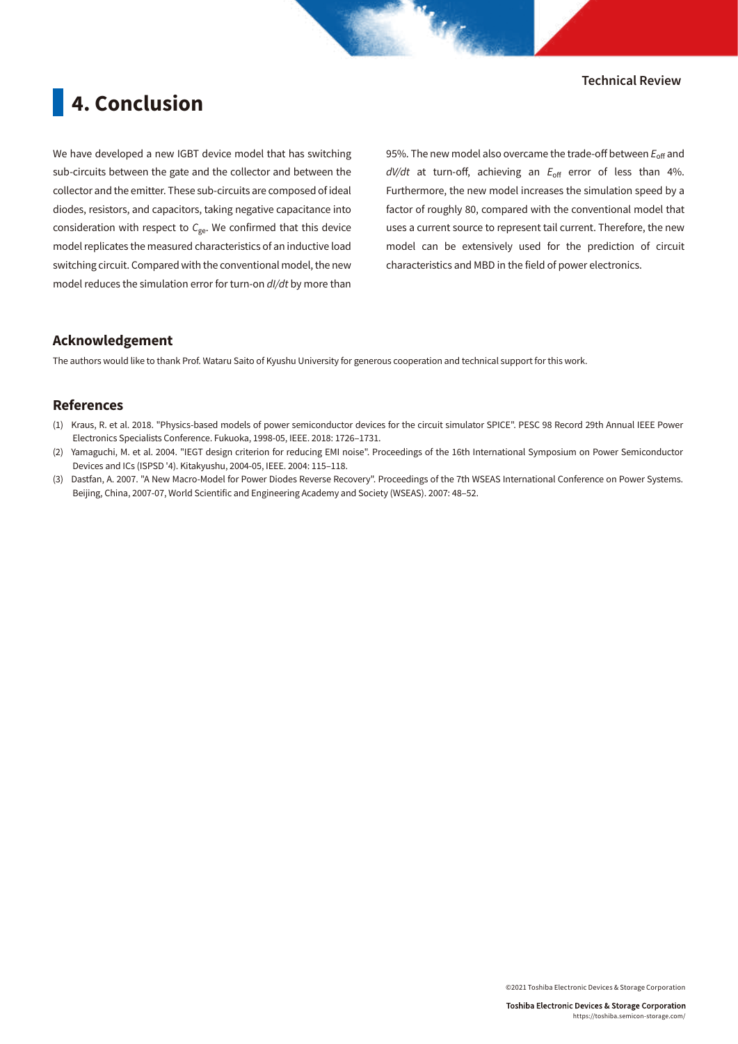## 4. Conclusion

We have developed a new IGBT device model that has switching sub-circuits between the gate and the collector and between the collector and the emitter. These sub-circuits are composed of ideal diodes, resistors, and capacitors, taking negative capacitance into consideration with respect to $C_{ge}$. We confirmed that this device model replicates the measured characteristics of an inductive load switching circuit. Compared with the conventional model, the new model reduces the simulation error for turn-on *dI/dt* by more than 95%. The new model also overcame the trade-off between $E_{off}$ and *dV/dt* at turn-off, achieving an $E_{off}$ error of less than 4%. Furthermore, the new model increases the simulation speed by a factor of roughly 80, compared with the conventional model that uses a current source to represent tail current. Therefore, the new model can be extensively used for the prediction of circuit characteristics and MBD in the field of power electronics.

### Acknowledgement

The authors would like to thank Prof. Wataru Saito of Kyushu University for generous cooperation and technical support for this work.

### References

(1) Kraus, R. et al. 2018. "Physics-based models of power semiconductor devices for the circuit simulator SPICE". PESC 98 Record 29th Annual IEEE Power Electronics Specialists Conference. Fukuoka, 1998-05, IEEE. 2018: 1726–1731.

(2) Yamaguchi, M. et al. 2004. "IEGT design criterion for reducing EMI noise". Proceedings of the 16th International Symposium on Power Semiconductor Devices and ICs (ISPSD '4). Kitakyushu, 2004-05, IEEE. 2004: 115–118.

(3) Dastfan, A. 2007. "A New Macro-Model for Power Diodes Reverse Recovery". Proceedings of the 7th WSEAS International Conference on Power Systems. Beijing, China, 2007-07, World Scientific and Engineering Academy and Society (WSEAS). 2007: 48–52.